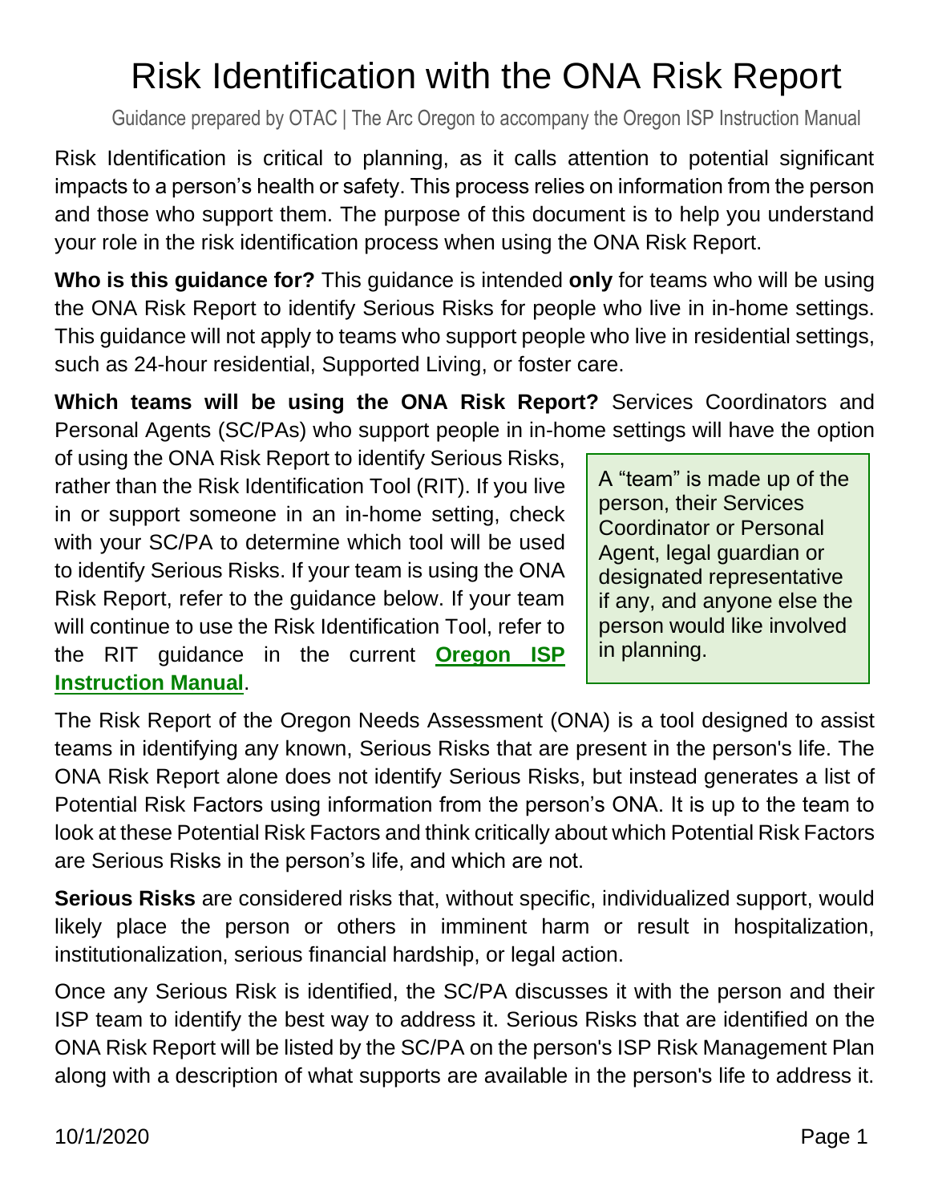# Risk Identification with the ONA Risk Report

Guidance prepared by OTAC | The Arc Oregon to accompany the Oregon ISP Instruction Manual

Risk Identification is critical to planning, as it calls attention to potential significant impacts to a person's health or safety. This process relies on information from the person and those who support them. The purpose of this document is to help you understand your role in the risk identification process when using the ONA Risk Report.

**Who is this guidance for?** This guidance is intended **only** for teams who will be using the ONA Risk Report to identify Serious Risks for people who live in in-home settings. This guidance will not apply to teams who support people who live in residential settings, such as 24-hour residential, Supported Living, or foster care.

**Which teams will be using the ONA Risk Report?** Services Coordinators and Personal Agents (SC/PAs) who support people in in-home settings will have the option of using the ONA Risk Report to identify Serious Risks, rather than the Risk Identification Tool (RIT). If you live in or support someone in an in-home setting, check with your SC/PA to determine which tool will be used to identify Serious Risks. If your team is using the ONA Risk Report, refer to the guidance below. If your team will continue to use the Risk Identification Tool, refer to the RIT guidance in the current **Oregon ISP Instruction Manual**.

> A "team" is made up of the person, their Services Coordinator or Personal Agent, legal guardian or designated representative if any, and anyone else the person would like involved in planning.

The Risk Report of the Oregon Needs Assessment (ONA) is a tool designed to assist teams in identifying any known, Serious Risks that are present in the person's life. The ONA Risk Report alone does not identify Serious Risks, but instead generates a list of Potential Risk Factors using information from the person's ONA. It is up to the team to look at these Potential Risk Factors and think critically about which Potential Risk Factors are Serious Risks in the person's life, and which are not.

**Serious Risks** are considered risks that, without specific, individualized support, would likely place the person or others in imminent harm or result in hospitalization, institutionalization, serious financial hardship, or legal action.

Once any Serious Risk is identified, the SC/PA discusses it with the person and their ISP team to identify the best way to address it. Serious Risks that are identified on the ONA Risk Report will be listed by the SC/PA on the person's ISP Risk Management Plan along with a description of what supports are available in the person's life to address it.

10/1/2020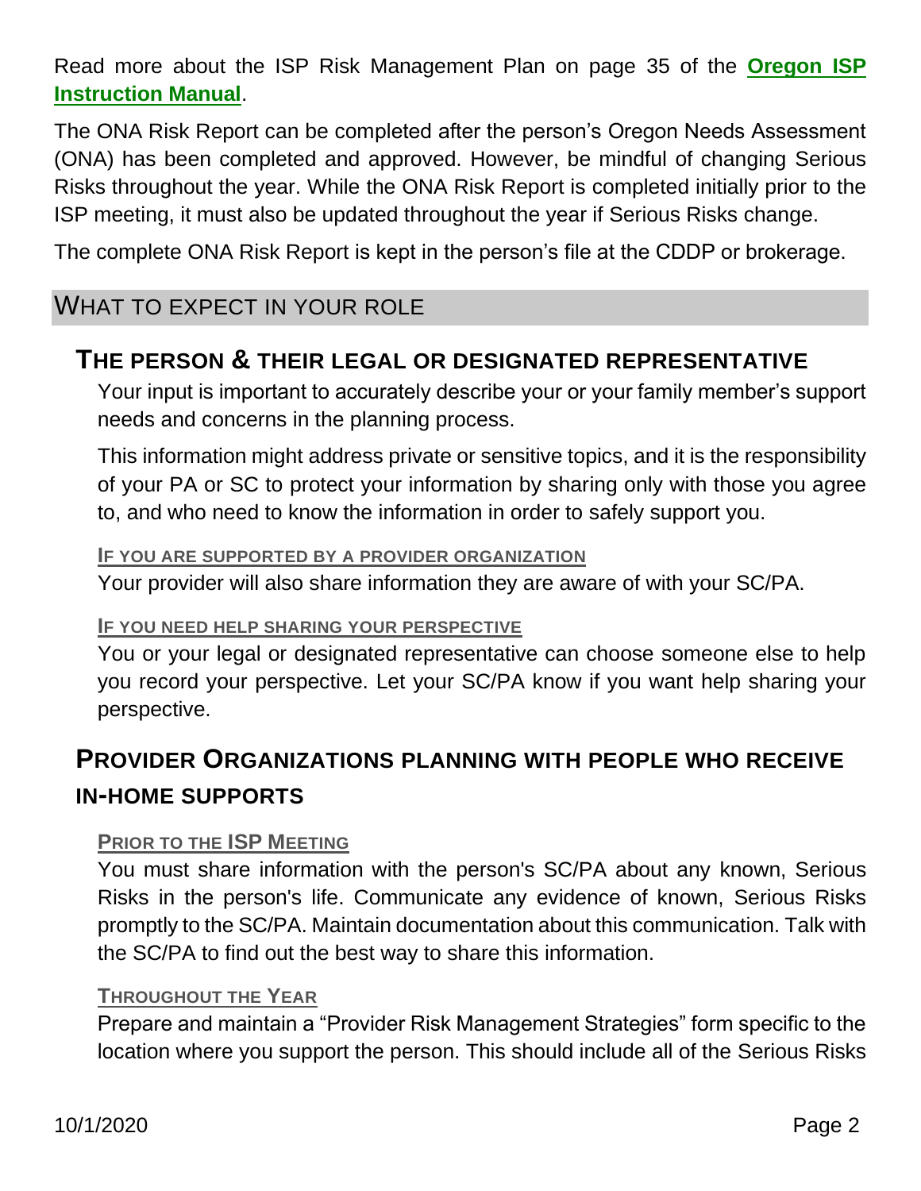Read more about the ISP Risk Management Plan on page 35 of the **Oregon ISP Instruction Manual**.

The ONA Risk Report can be completed after the person's Oregon Needs Assessment (ONA) has been completed and approved. However, be mindful of changing Serious Risks throughout the year. While the ONA Risk Report is completed initially prior to the ISP meeting, it must also be updated throughout the year if Serious Risks change.

The complete ONA Risk Report is kept in the person's file at the CDDP or brokerage.

## WHAT TO EXPECT IN YOUR ROLE

### THE PERSON & THEIR LEGAL OR DESIGNATED REPRESENTATIVE

Your input is important to accurately describe your or your family member's support needs and concerns in the planning process.

This information might address private or sensitive topics, and it is the responsibility of your PA or SC to protect your information by sharing only with those you agree to, and who need to know the information in order to safely support you.

#### IF YOU ARE SUPPORTED BY A PROVIDER ORGANIZATION

Your provider will also share information they are aware of with your SC/PA.

#### IF YOU NEED HELP SHARING YOUR PERSPECTIVE

You or your legal or designated representative can choose someone else to help you record your perspective. Let your SC/PA know if you want help sharing your perspective.

### PROVIDER ORGANIZATIONS PLANNING WITH PEOPLE WHO RECEIVE IN-HOME SUPPORTS

#### PRIOR TO THE ISP MEETING

You must share information with the person's SC/PA about any known, Serious Risks in the person's life. Communicate any evidence of known, Serious Risks promptly to the SC/PA. Maintain documentation about this communication. Talk with the SC/PA to find out the best way to share this information.

#### THROUGHOUT THE YEAR

Prepare and maintain a "Provider Risk Management Strategies" form specific to the location where you support the person. This should include all of the Serious Risks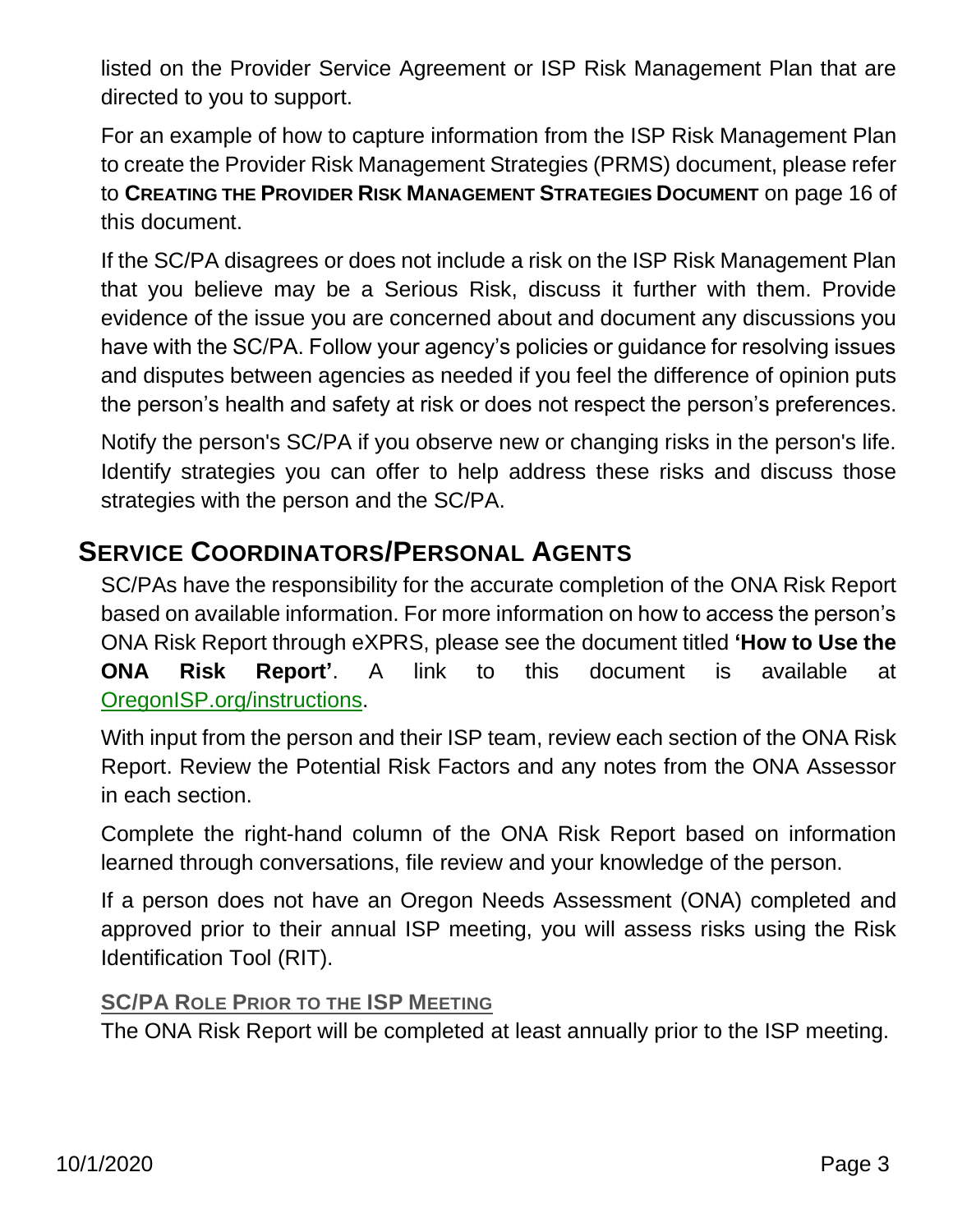listed on the Provider Service Agreement or ISP Risk Management Plan that are directed to you to support.

For an example of how to capture information from the ISP Risk Management Plan to create the Provider Risk Management Strategies (PRMS) document, please refer to **CREATING THE PROVIDER RISK MANAGEMENT STRATEGIES DOCUMENT** on page 16 of this document.

If the SC/PA disagrees or does not include a risk on the ISP Risk Management Plan that you believe may be a Serious Risk, discuss it further with them. Provide evidence of the issue you are concerned about and document any discussions you have with the SC/PA. Follow your agency's policies or guidance for resolving issues and disputes between agencies as needed if you feel the difference of opinion puts the person's health and safety at risk or does not respect the person's preferences.

Notify the person's SC/PA if you observe new or changing risks in the person's life. Identify strategies you can offer to help address these risks and discuss those strategies with the person and the SC/PA.

## SERVICE COORDINATORS/PERSONAL AGENTS

SC/PAs have the responsibility for the accurate completion of the ONA Risk Report based on available information. For more information on how to access the person's ONA Risk Report through eXPRS, please see the document titled **'How to Use the ONA Risk Report'**. A link to this document is available at OregonISP.org/instructions.

With input from the person and their ISP team, review each section of the ONA Risk Report. Review the Potential Risk Factors and any notes from the ONA Assessor in each section.

Complete the right-hand column of the ONA Risk Report based on information learned through conversations, file review and your knowledge of the person.

If a person does not have an Oregon Needs Assessment (ONA) completed and approved prior to their annual ISP meeting, you will assess risks using the Risk Identification Tool (RIT).

### SC/PA ROLE PRIOR TO THE ISP MEETING

The ONA Risk Report will be completed at least annually prior to the ISP meeting.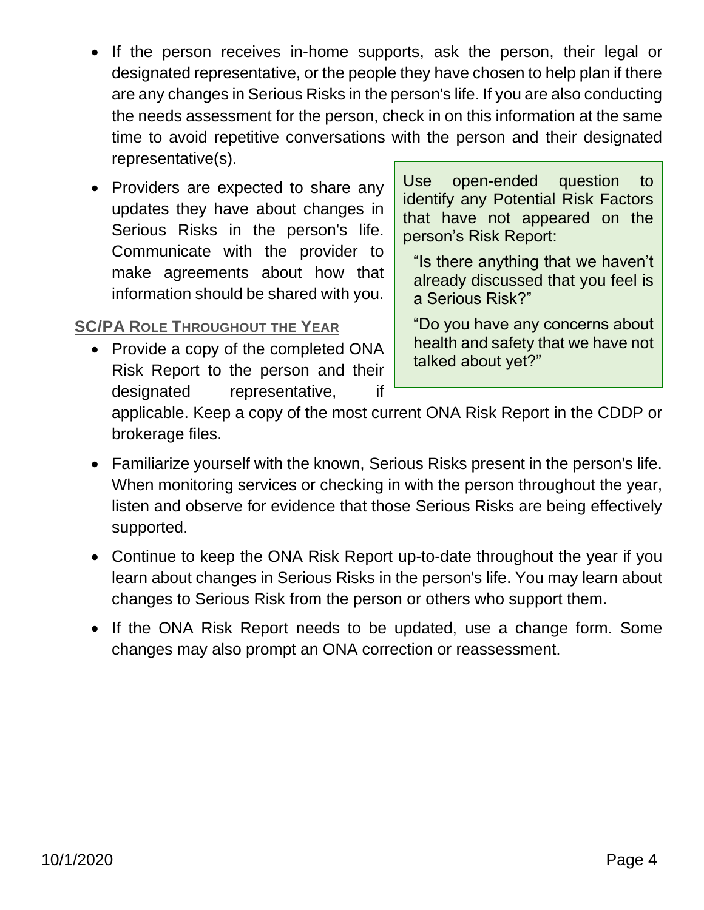- If the person receives in-home supports, ask the person, their legal or designated representative, or the people they have chosen to help plan if there are any changes in Serious Risks in the person's life. If you are also conducting the needs assessment for the person, check in on this information at the same time to avoid repetitive conversations with the person and their designated representative(s).
- Providers are expected to share any updates they have about changes in Serious Risks in the person's life. Communicate with the provider to make agreements about how that information should be shared with you.

> Use open-ended question to identify any Potential Risk Factors that have not appeared on the person's Risk Report:
>
> "Is there anything that we haven't already discussed that you feel is a Serious Risk?"
>
> "Do you have any concerns about health and safety that we have not talked about yet?"

### SC/PA Role Throughout the Year

- Provide a copy of the completed ONA Risk Report to the person and their designated representative, if applicable. Keep a copy of the most current ONA Risk Report in the CDDP or brokerage files.
- Familiarize yourself with the known, Serious Risks present in the person's life. When monitoring services or checking in with the person throughout the year, listen and observe for evidence that those Serious Risks are being effectively supported.
- Continue to keep the ONA Risk Report up-to-date throughout the year if you learn about changes in Serious Risks in the person's life. You may learn about changes to Serious Risk from the person or others who support them.
- If the ONA Risk Report needs to be updated, use a change form. Some changes may also prompt an ONA correction or reassessment.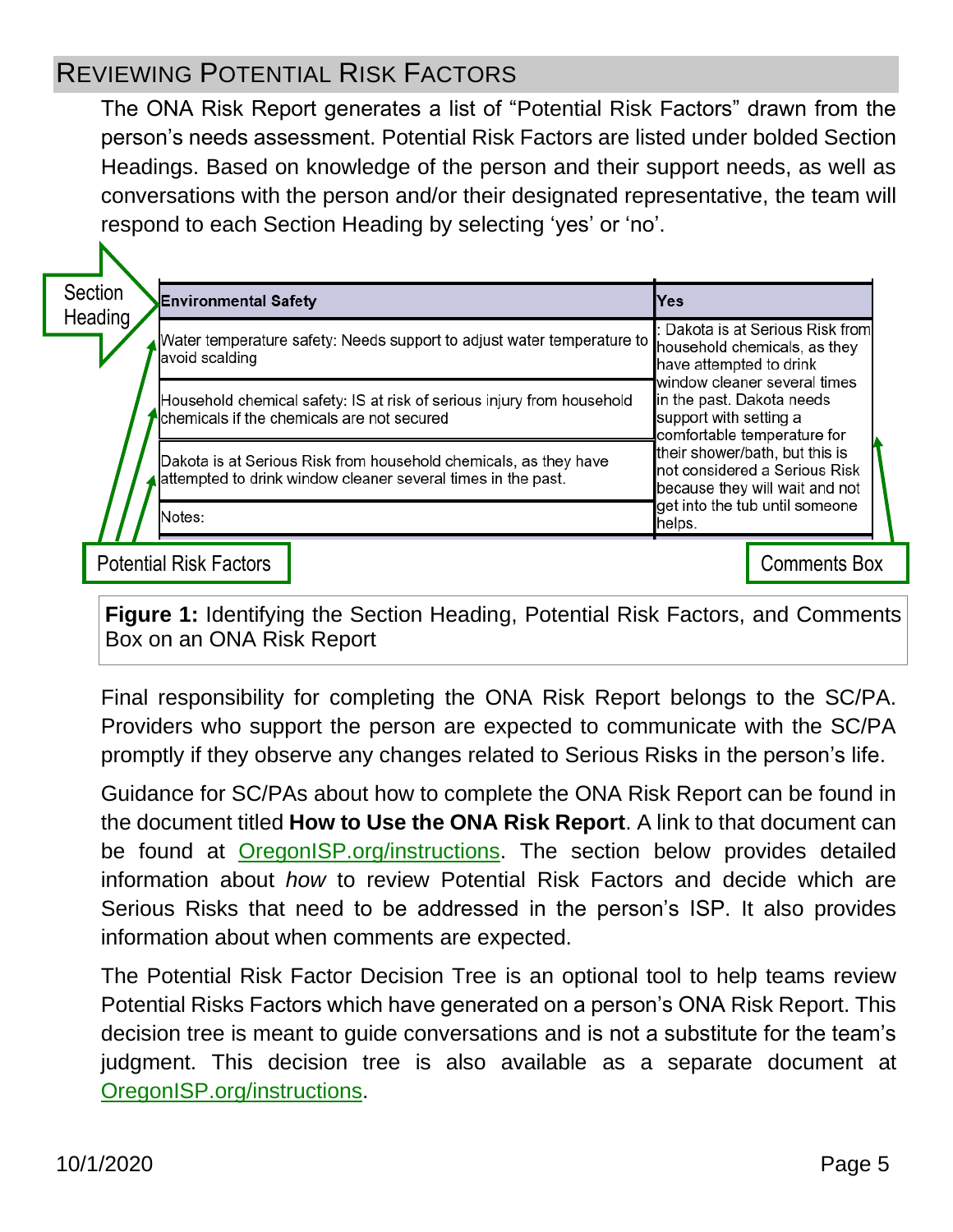## Reviewing Potential Risk Factors

The ONA Risk Report generates a list of "Potential Risk Factors" drawn from the person's needs assessment. Potential Risk Factors are listed under bolded Section Headings. Based on knowledge of the person and their support needs, as well as conversations with the person and/or their designated representative, the team will respond to each Section Heading by selecting 'yes' or 'no'.

Section Heading

| **Environmental Safety** | **Yes** |
|---|---|
| Water temperature safety: Needs support to adjust water temperature to avoid scalding | : Dakota is at Serious Risk from household chemicals, as they have attempted to drink window cleaner several times in the past. Dakota needs support with setting a comfortable temperature for their shower/bath, but this is not considered a Serious Risk because they will wait and not get into the tub until someone helps. |
| Household chemical safety: IS at risk of serious injury from household chemicals if the chemicals are not secured | |
| Dakota is at Serious Risk from household chemicals, as they have attempted to drink window cleaner several times in the past. | |
| Notes: | |

Potential Risk Factors

Comments Box

**Figure 1:** Identifying the Section Heading, Potential Risk Factors, and Comments Box on an ONA Risk Report

Final responsibility for completing the ONA Risk Report belongs to the SC/PA. Providers who support the person are expected to communicate with the SC/PA promptly if they observe any changes related to Serious Risks in the person's life.

Guidance for SC/PAs about how to complete the ONA Risk Report can be found in the document titled **How to Use the ONA Risk Report**. A link to that document can be found at OregonISP.org/instructions. The section below provides detailed information about *how* to review Potential Risk Factors and decide which are Serious Risks that need to be addressed in the person's ISP. It also provides information about when comments are expected.

The Potential Risk Factor Decision Tree is an optional tool to help teams review Potential Risks Factors which have generated on a person's ONA Risk Report. This decision tree is meant to guide conversations and is not a substitute for the team's judgment. This decision tree is also available as a separate document at OregonISP.org/instructions.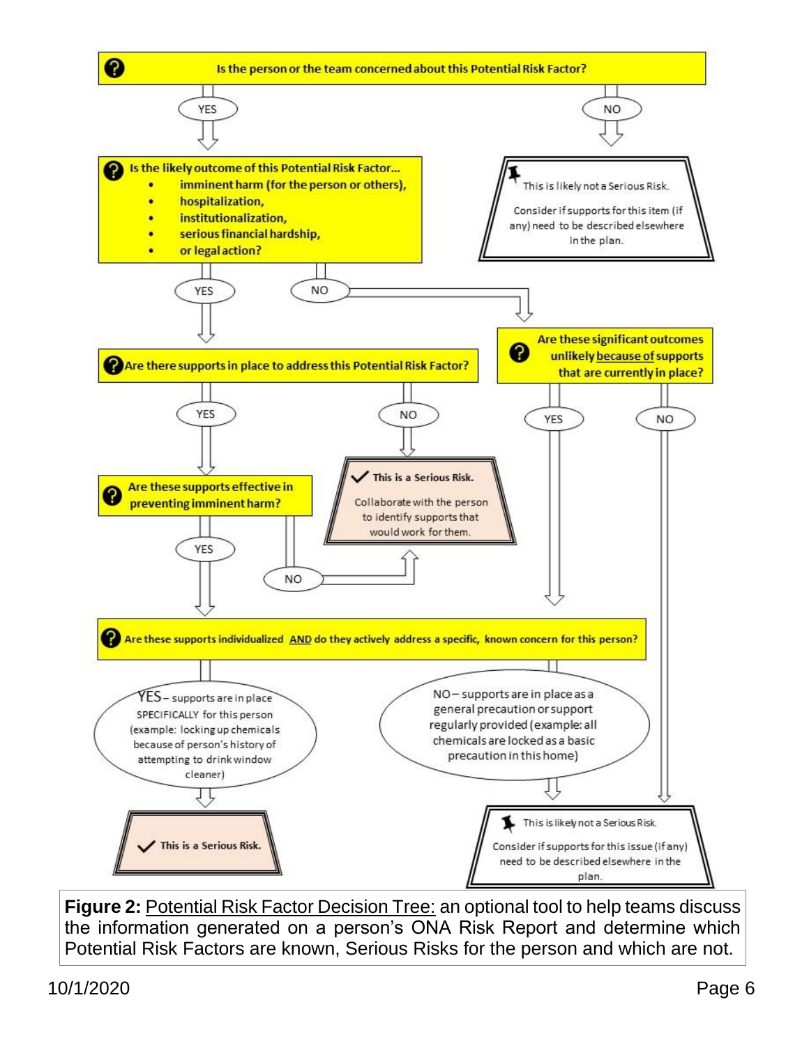Is the person or the team concerned about this Potential Risk Factor?

- **YES** → Is the likely outcome of this Potential Risk Factor…
  - imminent harm (for the person or others),
  - hospitalization,
  - institutionalization,
  - serious financial hardship,
  - or legal action?
- **NO** → This is likely not a Serious Risk. Consider if supports for this item (if any) need to be described elsewhere in the plan.

Is the likely outcome of this Potential Risk Factor…

- **YES** → Are there supports in place to address this Potential Risk Factor?
- **NO** → Are these significant outcomes unlikely because of supports that are currently in place?

Are there supports in place to address this Potential Risk Factor?

- **YES** → Are these supports effective in preventing imminent harm?
- **NO** → ✓ This is a Serious Risk. Collaborate with the person to identify supports that would work for them.

Are these supports effective in preventing imminent harm?

- **YES** → Are these supports individualized AND do they actively address a specific, known concern for this person?
- **NO** → ✓ This is a Serious Risk. Collaborate with the person to identify supports that would work for them.

Are these significant outcomes unlikely because of supports that are currently in place?

- **YES** → Are these supports individualized AND do they actively address a specific, known concern for this person?
- **NO** → This is likely not a Serious Risk. Consider if supports for this issue (if any) need to be described elsewhere in the plan.

Are these supports individualized AND do they actively address a specific, known concern for this person?

- **YES** – supports are in place SPECIFICALLY for this person (example: locking up chemicals because of person's history of attempting to drink window cleaner) → ✓ This is a Serious Risk.
- **NO** – supports are in place as a general precaution or support regularly provided (example: all chemicals are locked as a basic precaution in this home) → This is likely not a Serious Risk. Consider if supports for this issue (if any) need to be described elsewhere in the plan.

**Figure 2:** Potential Risk Factor Decision Tree: an optional tool to help teams discuss the information generated on a person's ONA Risk Report and determine which Potential Risk Factors are known, Serious Risks for the person and which are not.

10/1/2020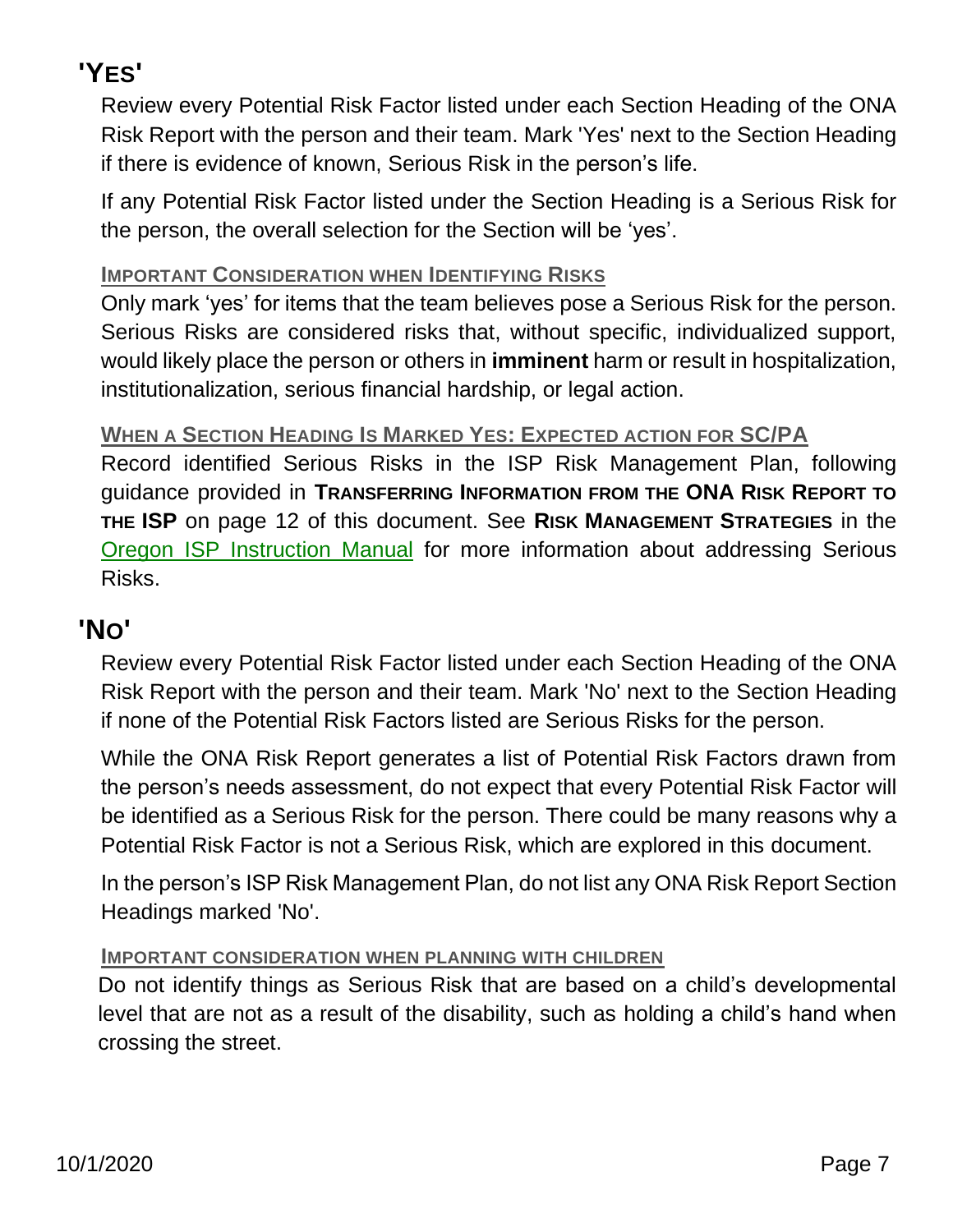## 'Yes'

Review every Potential Risk Factor listed under each Section Heading of the ONA Risk Report with the person and their team. Mark 'Yes' next to the Section Heading if there is evidence of known, Serious Risk in the person's life.

If any Potential Risk Factor listed under the Section Heading is a Serious Risk for the person, the overall selection for the Section will be 'yes'.

#### Important Consideration when Identifying Risks

Only mark 'yes' for items that the team believes pose a Serious Risk for the person. Serious Risks are considered risks that, without specific, individualized support, would likely place the person or others in **imminent** harm or result in hospitalization, institutionalization, serious financial hardship, or legal action.

#### When a Section Heading Is Marked Yes: Expected action for SC/PA

Record identified Serious Risks in the ISP Risk Management Plan, following guidance provided in **Transferring Information from the ONA Risk Report to the ISP** on page 12 of this document. See **Risk Management Strategies** in the Oregon ISP Instruction Manual for more information about addressing Serious Risks.

## 'No'

Review every Potential Risk Factor listed under each Section Heading of the ONA Risk Report with the person and their team. Mark 'No' next to the Section Heading if none of the Potential Risk Factors listed are Serious Risks for the person.

While the ONA Risk Report generates a list of Potential Risk Factors drawn from the person's needs assessment, do not expect that every Potential Risk Factor will be identified as a Serious Risk for the person. There could be many reasons why a Potential Risk Factor is not a Serious Risk, which are explored in this document.

In the person's ISP Risk Management Plan, do not list any ONA Risk Report Section Headings marked 'No'.

#### Important consideration when planning with children

Do not identify things as Serious Risk that are based on a child's developmental level that are not as a result of the disability, such as holding a child's hand when crossing the street.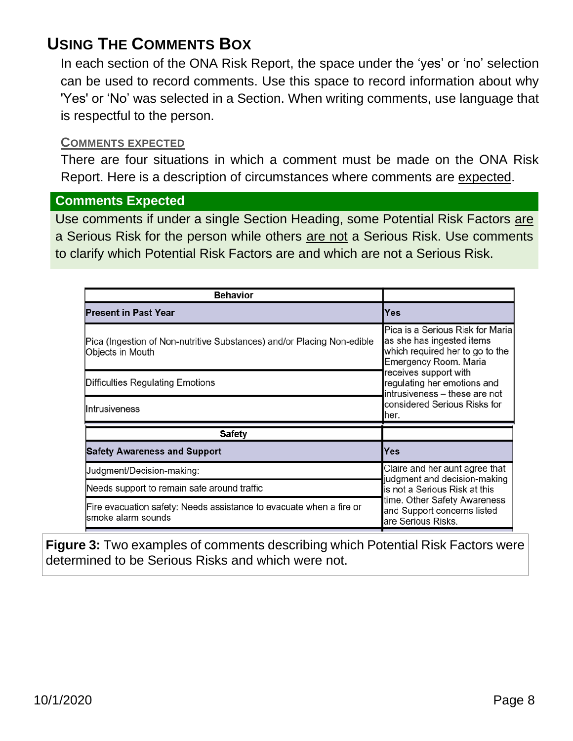## Using The Comments Box

In each section of the ONA Risk Report, the space under the 'yes' or 'no' selection can be used to record comments. Use this space to record information about why 'Yes' or 'No' was selected in a Section. When writing comments, use language that is respectful to the person.

### Comments Expected

There are four situations in which a comment must be made on the ONA Risk Report. Here is a description of circumstances where comments are expected.

**Comments Expected**

Use comments if under a single Section Heading, some Potential Risk Factors are a Serious Risk for the person while others are not a Serious Risk. Use comments to clarify which Potential Risk Factors are and which are not a Serious Risk.

| Behavior | |
|---|---|
| **Present in Past Year** | **Yes** |
| Pica (Ingestion of Non-nutritive Substances) and/or Placing Non-edible Objects in Mouth | Pica is a Serious Risk for Maria as she has ingested items which required her to go to the Emergency Room. Maria receives support with regulating her emotions and intrusiveness – these are not considered Serious Risks for her. |
| Difficulties Regulating Emotions | |
| Intrusiveness | |

| Safety | |
|---|---|
| **Safety Awareness and Support** | **Yes** |
| Judgment/Decision-making: | Claire and her aunt agree that judgment and decision-making is not a Serious Risk at this time. Other Safety Awareness and Support concerns listed are Serious Risks. |
| Needs support to remain safe around traffic | |
| Fire evacuation safety: Needs assistance to evacuate when a fire or smoke alarm sounds | |

**Figure 3:** Two examples of comments describing which Potential Risk Factors were determined to be Serious Risks and which were not.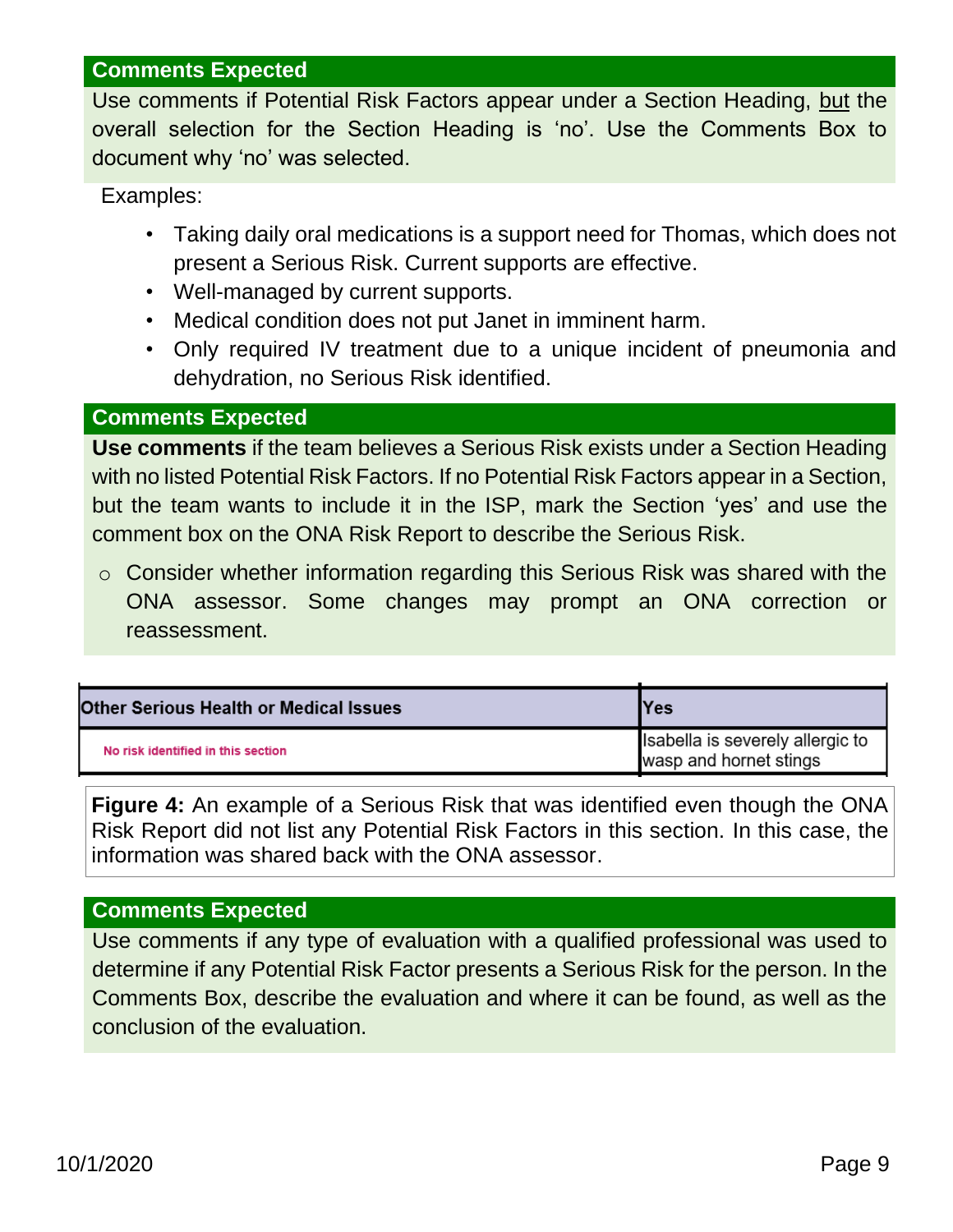**Comments Expected**

Use comments if Potential Risk Factors appear under a Section Heading, but the overall selection for the Section Heading is 'no'. Use the Comments Box to document why 'no' was selected.

Examples:

- Taking daily oral medications is a support need for Thomas, which does not present a Serious Risk. Current supports are effective.
- Well-managed by current supports.
- Medical condition does not put Janet in imminent harm.
- Only required IV treatment due to a unique incident of pneumonia and dehydration, no Serious Risk identified.

**Comments Expected**

**Use comments** if the team believes a Serious Risk exists under a Section Heading with no listed Potential Risk Factors. If no Potential Risk Factors appear in a Section, but the team wants to include it in the ISP, mark the Section 'yes' and use the comment box on the ONA Risk Report to describe the Serious Risk.

- Consider whether information regarding this Serious Risk was shared with the ONA assessor. Some changes may prompt an ONA correction or reassessment.

| Other Serious Health or Medical Issues | Yes |
| --- | --- |
| No risk identified in this section | Isabella is severely allergic to wasp and hornet stings |

**Figure 4:** An example of a Serious Risk that was identified even though the ONA Risk Report did not list any Potential Risk Factors in this section. In this case, the information was shared back with the ONA assessor.

**Comments Expected**

Use comments if any type of evaluation with a qualified professional was used to determine if any Potential Risk Factor presents a Serious Risk for the person. In the Comments Box, describe the evaluation and where it can be found, as well as the conclusion of the evaluation.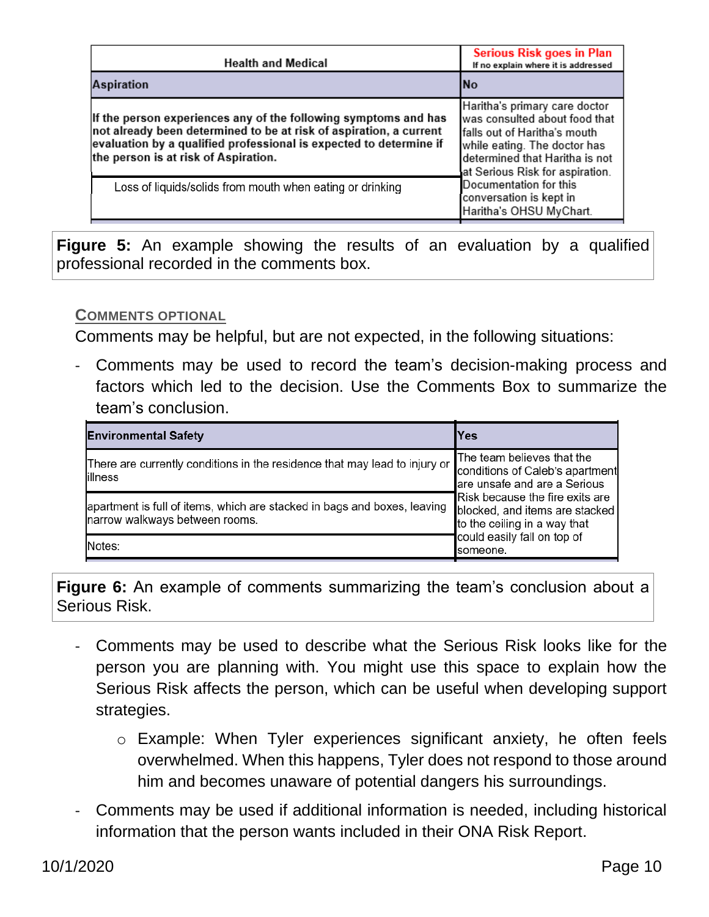| Health and Medical | Serious Risk goes in Plan<br>If no explain where it is addressed |
|---|---|
| **Aspiration** | **No** |
| **If the person experiences any of the following symptoms and has not already been determined to be at risk of aspiration, a current evaluation by a qualified professional is expected to determine if the person is at risk of Aspiration.** | Haritha's primary care doctor was consulted about food that falls out of Haritha's mouth while eating. The doctor has determined that Haritha is not at Serious Risk for aspiration. Documentation for this conversation is kept in Haritha's OHSU MyChart. |
| Loss of liquids/solids from mouth when eating or drinking | |

**Figure 5:** An example showing the results of an evaluation by a qualified professional recorded in the comments box.

### COMMENTS OPTIONAL

Comments may be helpful, but are not expected, in the following situations:

- Comments may be used to record the team's decision-making process and factors which led to the decision. Use the Comments Box to summarize the team's conclusion.

| Environmental Safety | Yes |
|---|---|
| There are currently conditions in the residence that may lead to injury or illness | The team believes that the conditions of Caleb's apartment are unsafe and are a Serious Risk because the fire exits are blocked, and items are stacked to the ceiling in a way that could easily fall on top of someone. |
| apartment is full of items, which are stacked in bags and boxes, leaving narrow walkways between rooms. | |
| Notes: | |

**Figure 6:** An example of comments summarizing the team's conclusion about a Serious Risk.

- Comments may be used to describe what the Serious Risk looks like for the person you are planning with. You might use this space to explain how the Serious Risk affects the person, which can be useful when developing support strategies.
    - Example: When Tyler experiences significant anxiety, he often feels overwhelmed. When this happens, Tyler does not respond to those around him and becomes unaware of potential dangers his surroundings.
- Comments may be used if additional information is needed, including historical information that the person wants included in their ONA Risk Report.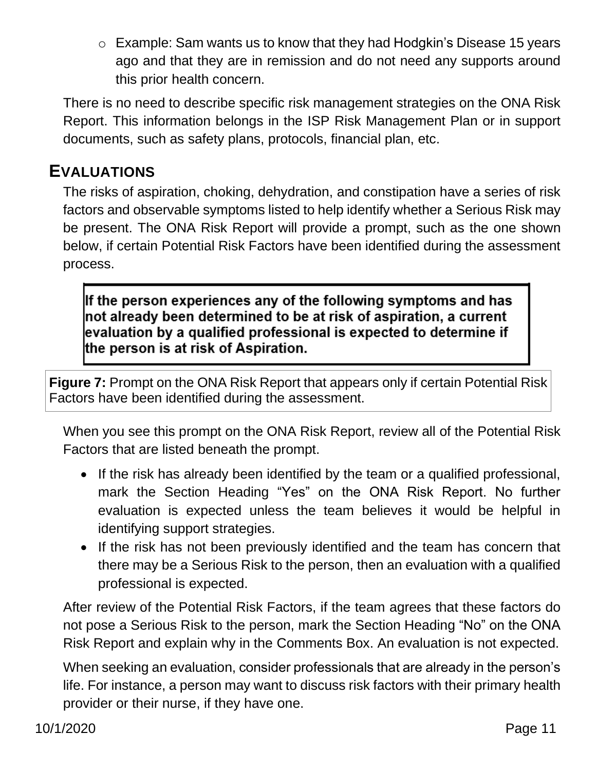- Example: Sam wants us to know that they had Hodgkin's Disease 15 years ago and that they are in remission and do not need any supports around this prior health concern.

There is no need to describe specific risk management strategies on the ONA Risk Report. This information belongs in the ISP Risk Management Plan or in support documents, such as safety plans, protocols, financial plan, etc.

## EVALUATIONS

The risks of aspiration, choking, dehydration, and constipation have a series of risk factors and observable symptoms listed to help identify whether a Serious Risk may be present. The ONA Risk Report will provide a prompt, such as the one shown below, if certain Potential Risk Factors have been identified during the assessment process.

**If the person experiences any of the following symptoms and has not already been determined to be at risk of aspiration, a current evaluation by a qualified professional is expected to determine if the person is at risk of Aspiration.**

**Figure 7:** Prompt on the ONA Risk Report that appears only if certain Potential Risk Factors have been identified during the assessment.

When you see this prompt on the ONA Risk Report, review all of the Potential Risk Factors that are listed beneath the prompt.

- If the risk has already been identified by the team or a qualified professional, mark the Section Heading "Yes" on the ONA Risk Report. No further evaluation is expected unless the team believes it would be helpful in identifying support strategies.
- If the risk has not been previously identified and the team has concern that there may be a Serious Risk to the person, then an evaluation with a qualified professional is expected.

After review of the Potential Risk Factors, if the team agrees that these factors do not pose a Serious Risk to the person, mark the Section Heading "No" on the ONA Risk Report and explain why in the Comments Box. An evaluation is not expected.

When seeking an evaluation, consider professionals that are already in the person's life. For instance, a person may want to discuss risk factors with their primary health provider or their nurse, if they have one.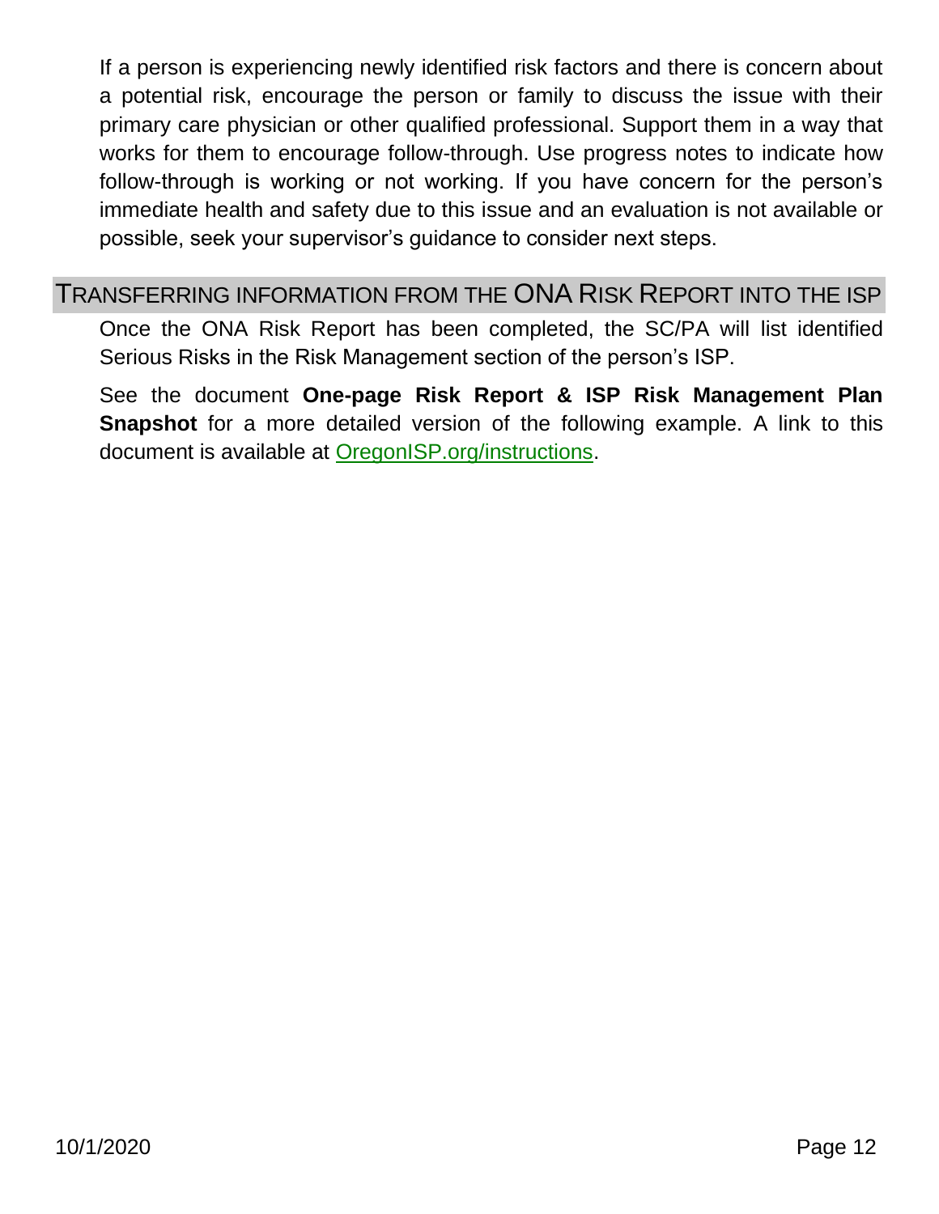If a person is experiencing newly identified risk factors and there is concern about a potential risk, encourage the person or family to discuss the issue with their primary care physician or other qualified professional. Support them in a way that works for them to encourage follow-through. Use progress notes to indicate how follow-through is working or not working. If you have concern for the person's immediate health and safety due to this issue and an evaluation is not available or possible, seek your supervisor's guidance to consider next steps.

## Transferring information from the ONA Risk Report into the ISP

Once the ONA Risk Report has been completed, the SC/PA will list identified Serious Risks in the Risk Management section of the person's ISP.

See the document **One-page Risk Report & ISP Risk Management Plan Snapshot** for a more detailed version of the following example. A link to this document is available at [OregonISP.org/instructions](OregonISP.org/instructions).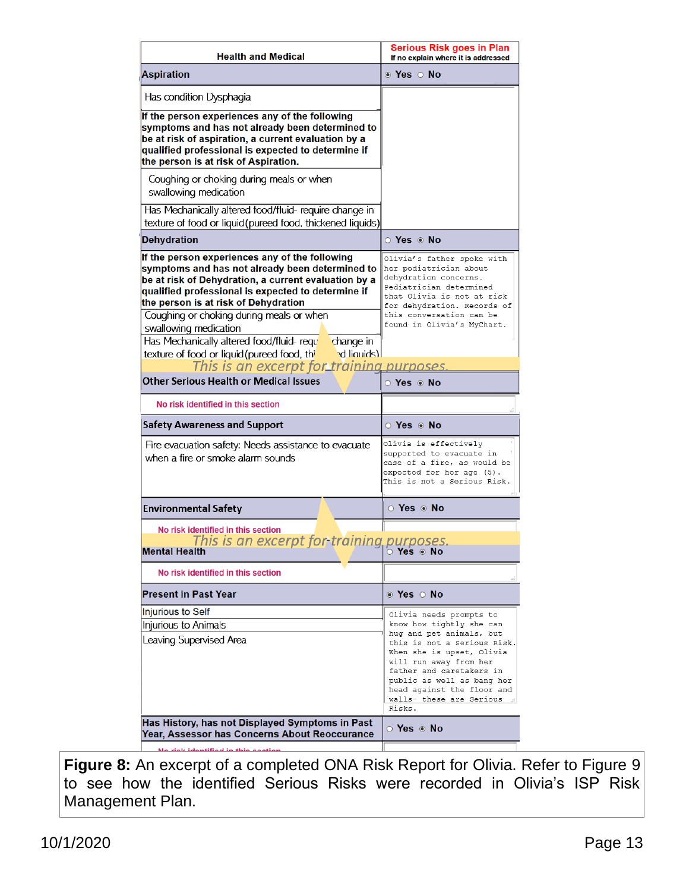| Health and Medical | Serious Risk goes in Plan<br>If no explain where it is addressed |
|---|---|
| **Aspiration** | ◉ Yes ○ No |
| Has condition Dysphagia | |
| **If the person experiences any of the following symptoms and has not already been determined to be at risk of aspiration, a current evaluation by a qualified professional is expected to determine if the person is at risk of Aspiration.** | |
| Coughing or choking during meals or when swallowing medication | |
| Has Mechanically altered food/fluid- require change in texture of food or liquid (pureed food, thickened liquids) | |
| **Dehydration** | ○ Yes ◉ No |
| **If the person experiences any of the following symptoms and has not already been determined to be at risk of Dehydration, a current evaluation by a qualified professional is expected to determine if the person is at risk of Dehydration** | Olivia's father spoke with her pediatrician about dehydration concerns. Pediatrician determined that Olivia is not at risk for dehydration. Records of this conversation can be found in Olivia's MyChart. |
| Coughing or choking during meals or when swallowing medication | |
| Has Mechanically altered food/fluid- require change in texture of food or liquid (pureed food, thickened liquids) | |
| *This is an excerpt for training purposes.* | |
| **Other Serious Health or Medical Issues** | ○ Yes ◉ No |
| No risk identified in this section | |
| **Safety Awareness and Support** | ○ Yes ◉ No |
| Fire evacuation safety: Needs assistance to evacuate when a fire or smoke alarm sounds | Olivia is effectively supported to evacuate in case of a fire, as would be expected for her age (5). This is not a Serious Risk. |
| **Environmental Safety** | ○ Yes ◉ No |
| No risk identified in this section | |
| *This is an excerpt for training purposes.* | |
| **Mental Health** | ○ Yes ◉ No |
| No risk identified in this section | |
| **Present in Past Year** | ◉ Yes ○ No |
| Injurious to Self<br>Injurious to Animals<br>Leaving Supervised Area | Olivia needs prompts to know how tightly she can hug and pet animals, but this is not a Serious Risk. When she is upset, Olivia will run away from her father and caretakers in public as well as bang her head against the floor and walls- these are Serious Risks. |
| **Has History, has not Displayed Symptoms in Past Year, Assessor has Concerns About Reoccurance** | ○ Yes ◉ No |
| No risk identified in this section | |

**Figure 8:** An excerpt of a completed ONA Risk Report for Olivia. Refer to Figure 9 to see how the identified Serious Risks were recorded in Olivia's ISP Risk Management Plan.

10/1/2020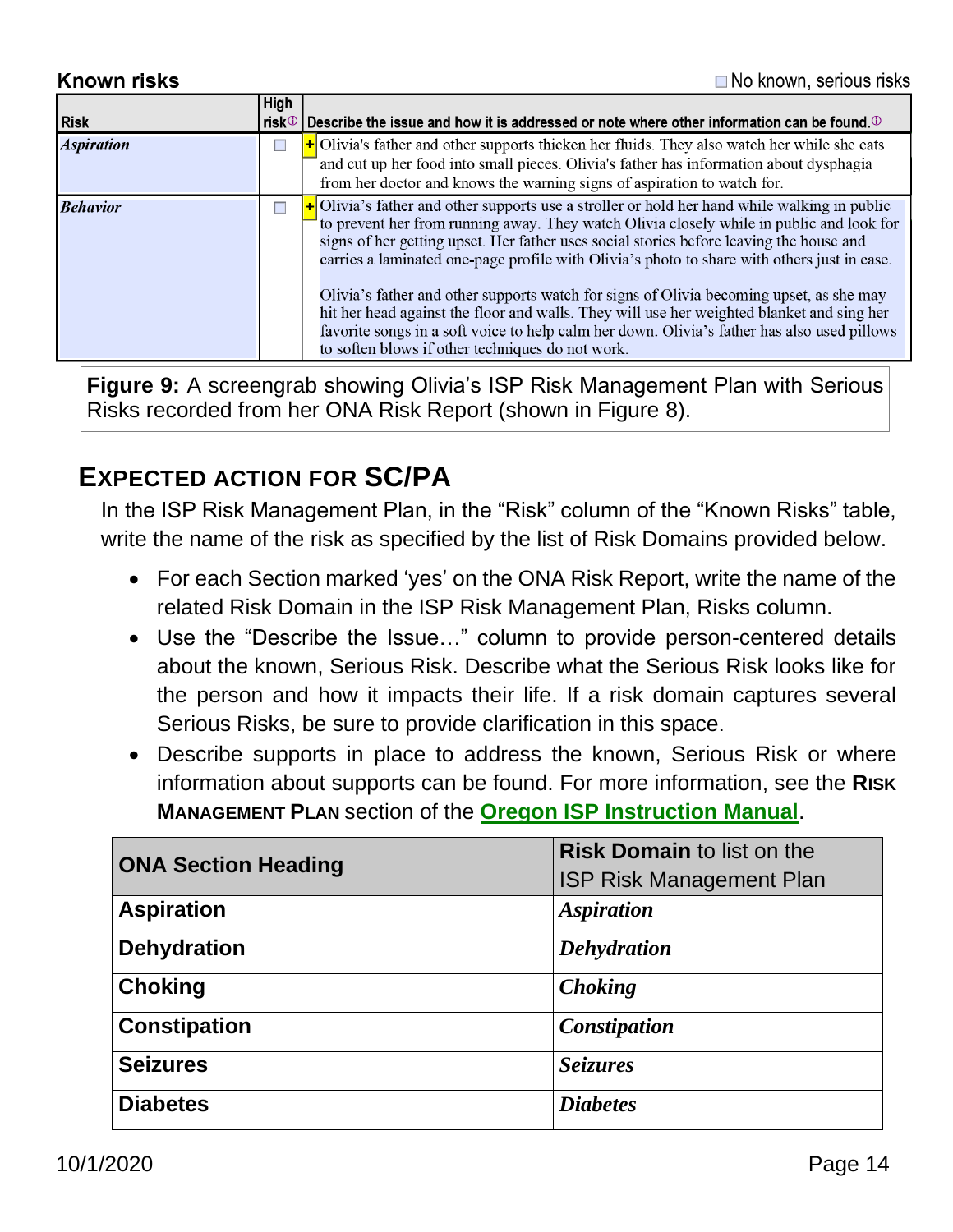**Known risks** ☐ No known, serious risks

| Risk | High risk | Describe the issue and how it is addressed or note where other information can be found. |
|---|---|---|
| *Aspiration* | ☐ | Olivia's father and other supports thicken her fluids. They also watch her while she eats and cut up her food into small pieces. Olivia's father has information about dysphagia from her doctor and knows the warning signs of aspiration to watch for. |
| *Behavior* | ☐ | Olivia's father and other supports use a stroller or hold her hand while walking in public to prevent her from running away. They watch Olivia closely while in public and look for signs of her getting upset. Her father uses social stories before leaving the house and carries a laminated one-page profile with Olivia's photo to share with others just in case.<br><br>Olivia's father and other supports watch for signs of Olivia becoming upset, as she may hit her head against the floor and walls. They will use her weighted blanket and sing her favorite songs in a soft voice to help calm her down. Olivia's father has also used pillows to soften blows if other techniques do not work. |

**Figure 9:** A screengrab showing Olivia's ISP Risk Management Plan with Serious Risks recorded from her ONA Risk Report (shown in Figure 8).

## EXPECTED ACTION FOR SC/PA

In the ISP Risk Management Plan, in the "Risk" column of the "Known Risks" table, write the name of the risk as specified by the list of Risk Domains provided below.

- For each Section marked 'yes' on the ONA Risk Report, write the name of the related Risk Domain in the ISP Risk Management Plan, Risks column.
- Use the "Describe the Issue…" column to provide person-centered details about the known, Serious Risk. Describe what the Serious Risk looks like for the person and how it impacts their life. If a risk domain captures several Serious Risks, be sure to provide clarification in this space.
- Describe supports in place to address the known, Serious Risk or where information about supports can be found. For more information, see the **RISK MANAGEMENT PLAN** section of the **Oregon ISP Instruction Manual**.

| ONA Section Heading | **Risk Domain** to list on the ISP Risk Management Plan |
|---|---|
| **Aspiration** | ***Aspiration*** |
| **Dehydration** | ***Dehydration*** |
| **Choking** | ***Choking*** |
| **Constipation** | ***Constipation*** |
| **Seizures** | ***Seizures*** |
| **Diabetes** | ***Diabetes*** |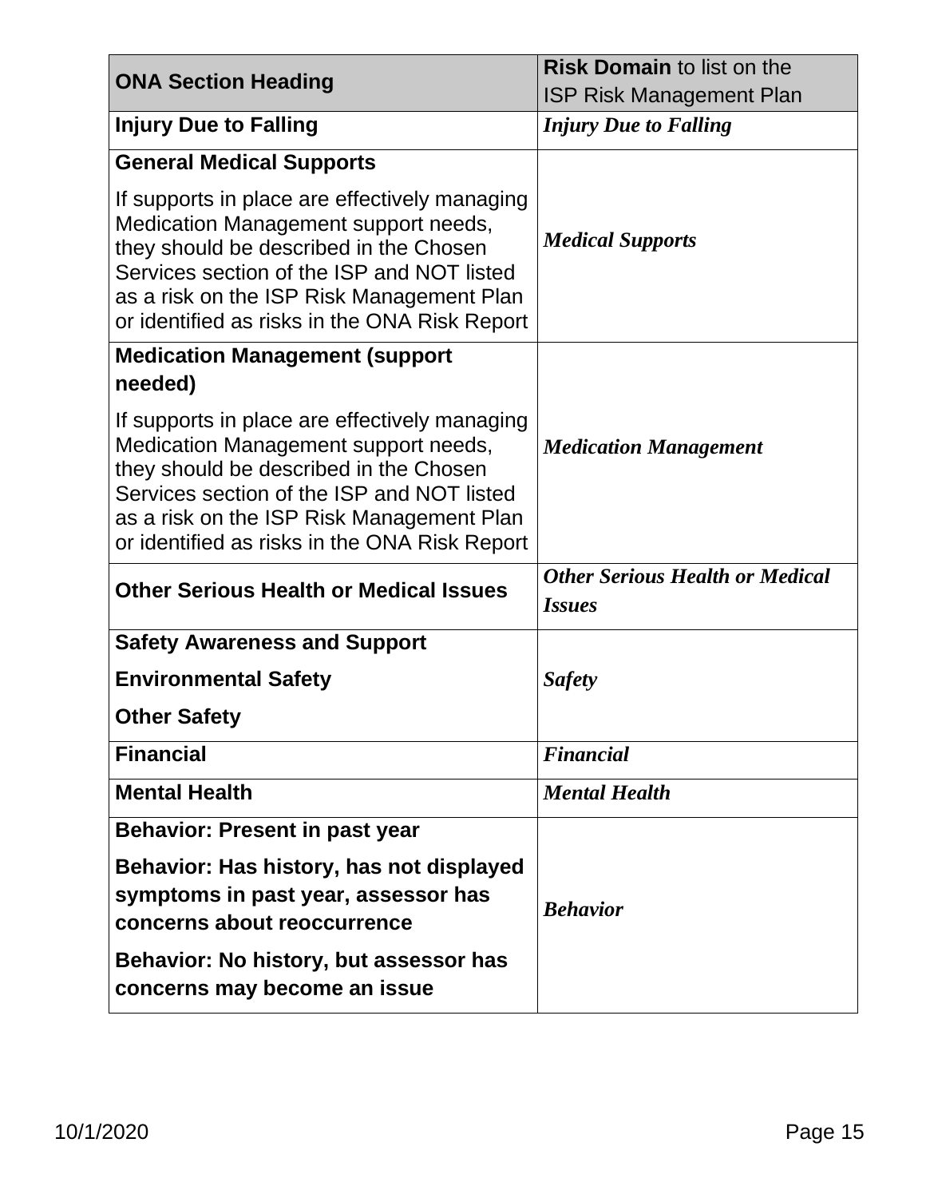| **ONA Section Heading** | **Risk Domain** to list on the ISP Risk Management Plan |
|---|---|
| **Injury Due to Falling** | ***Injury Due to Falling*** |
| **General Medical Supports**<br><br>If supports in place are effectively managing Medication Management support needs, they should be described in the Chosen Services section of the ISP and NOT listed as a risk on the ISP Risk Management Plan or identified as risks in the ONA Risk Report | ***Medical Supports*** |
| **Medication Management (support needed)**<br><br>If supports in place are effectively managing Medication Management support needs, they should be described in the Chosen Services section of the ISP and NOT listed as a risk on the ISP Risk Management Plan or identified as risks in the ONA Risk Report | ***Medication Management*** |
| **Other Serious Health or Medical Issues** | ***Other Serious Health or Medical Issues*** |
| **Safety Awareness and Support**<br><br>**Environmental Safety**<br><br>**Other Safety** | ***Safety*** |
| **Financial** | ***Financial*** |
| **Mental Health** | ***Mental Health*** |
| **Behavior: Present in past year**<br><br>**Behavior: Has history, has not displayed symptoms in past year, assessor has concerns about reoccurrence**<br><br>**Behavior: No history, but assessor has concerns may become an issue** | ***Behavior*** |

10/1/2020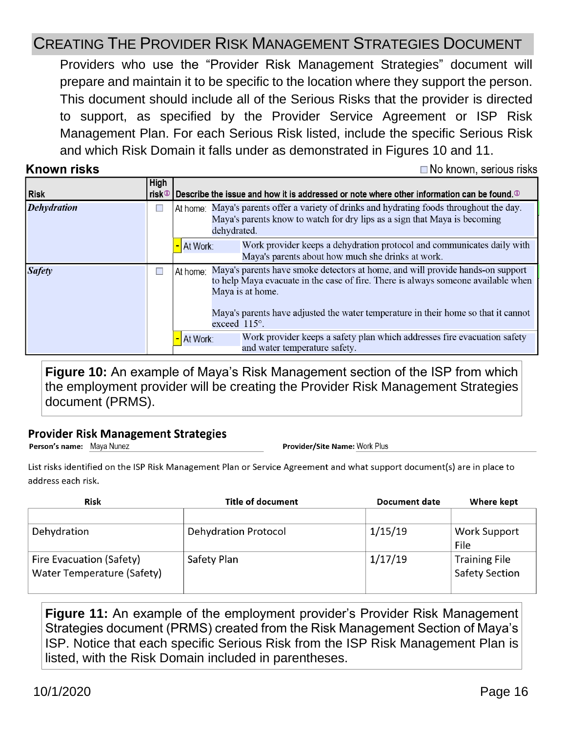## Creating The Provider Risk Management Strategies Document

Providers who use the "Provider Risk Management Strategies" document will prepare and maintain it to be specific to the location where they support the person. This document should include all of the Serious Risks that the provider is directed to support, as specified by the Provider Service Agreement or ISP Risk Management Plan. For each Serious Risk listed, include the specific Serious Risk and which Risk Domain it falls under as demonstrated in Figures 10 and 11.

**Known risks** ☐ No known, serious risks

| Risk | High risk | Describe the issue and how it is addressed or note where other information can be found. | |
|---|---|---|---|
| ***Dehydration*** | ☐ | At home: | Maya's parents offer a variety of drinks and hydrating foods throughout the day. Maya's parents know to watch for dry lips as a sign that Maya is becoming dehydrated. |
| | | - At Work: | Work provider keeps a dehydration protocol and communicates daily with Maya's parents about how much she drinks at work. |
| ***Safety*** | ☐ | At home: | Maya's parents have smoke detectors at home, and will provide hands-on support to help Maya evacuate in the case of fire. There is always someone available when Maya is at home.<br><br>Maya's parents have adjusted the water temperature in their home so that it cannot exceed 115°. |
| | | - At Work: | Work provider keeps a safety plan which addresses fire evacuation safety and water temperature safety. |

**Figure 10:** An example of Maya's Risk Management section of the ISP from which the employment provider will be creating the Provider Risk Management Strategies document (PRMS).

**Provider Risk Management Strategies**

**Person's name:** Maya Nunez **Provider/Site Name:** Work Plus

List risks identified on the ISP Risk Management Plan or Service Agreement and what support document(s) are in place to address each risk.

| Risk | Title of document | Document date | Where kept |
|---|---|---|---|
| | | | |
| Dehydration | Dehydration Protocol | 1/15/19 | Work Support File |
| Fire Evacuation (Safety)<br>Water Temperature (Safety) | Safety Plan | 1/17/19 | Training File Safety Section |

**Figure 11:** An example of the employment provider's Provider Risk Management Strategies document (PRMS) created from the Risk Management Section of Maya's ISP. Notice that each specific Serious Risk from the ISP Risk Management Plan is listed, with the Risk Domain included in parentheses.

10/1/2020